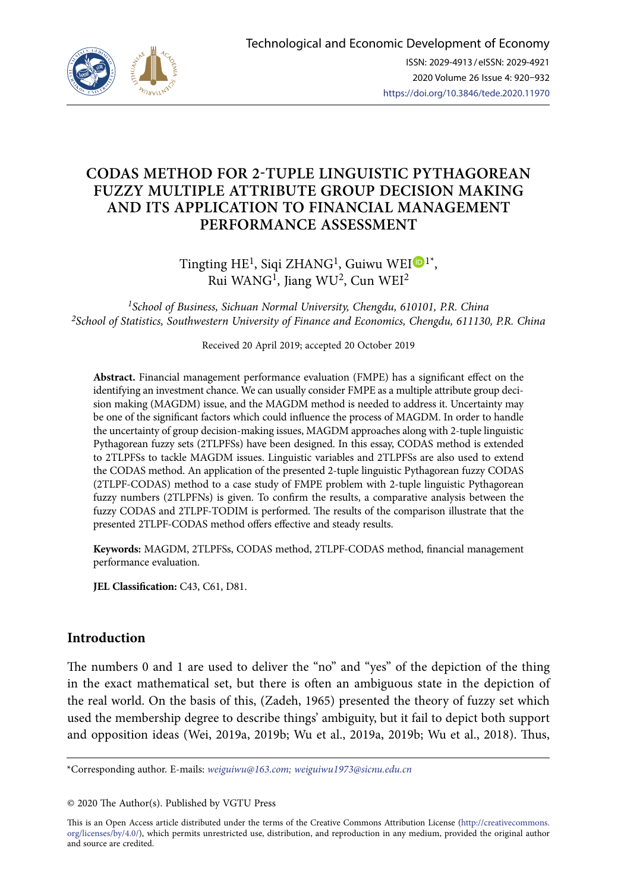# CODAS METHOD FOR 2-TUPLE LINGUISTIC PYTHAGOREAN FUZZY MULTIPLE ATTRIBUTE GROUP DECISION MAKING AND ITS APPLICATION TO FINANCIAL MANAGEMENT PERFORMANCE ASSESSMENT

Tingting HE[1], Siqi ZHANG[1], Guiwu WEI[1*], Rui WANG[1], Jiang WU[2], Cun WEI[2]

[1]*School of Business, Sichuan Normal University, Chengdu, 610101, P.R. China*
[2]*School of Statistics, Southwestern University of Finance and Economics, Chengdu, 611130, P.R. China*

Received 20 April 2019; accepted 20 October 2019

**Abstract.** Financial management performance evaluation (FMPE) has a significant effect on the identifying an investment chance. We can usually consider FMPE as a multiple attribute group decision making (MAGDM) issue, and the MAGDM method is needed to address it. Uncertainty may be one of the significant factors which could influence the process of MAGDM. In order to handle the uncertainty of group decision-making issues, MAGDM approaches along with 2-tuple linguistic Pythagorean fuzzy sets (2TLPFSs) have been designed. In this essay, CODAS method is extended to 2TLPFSs to tackle MAGDM issues. Linguistic variables and 2TLPFSs are also used to extend the CODAS method. An application of the presented 2-tuple linguistic Pythagorean fuzzy CODAS (2TLPF-CODAS) method to a case study of FMPE problem with 2-tuple linguistic Pythagorean fuzzy numbers (2TLPFNs) is given. To confirm the results, a comparative analysis between the fuzzy CODAS and 2TLPF-TODIM is performed. The results of the comparison illustrate that the presented 2TLPF-CODAS method offers effective and steady results.

**Keywords:** MAGDM, 2TLPFSs, CODAS method, 2TLPF-CODAS method, financial management performance evaluation.

**JEL Classification:** C43, C61, D81.

## Introduction

The numbers 0 and 1 are used to deliver the "no" and "yes" of the depiction of the thing in the exact mathematical set, but there is often an ambiguous state in the depiction of the real world. On the basis of this, (Zadeh, 1965) presented the theory of fuzzy set which used the membership degree to describe things' ambiguity, but it fail to depict both support and opposition ideas (Wei, 2019a, 2019b; Wu et al., 2019a, 2019b; Wu et al., 2018). Thus,

*Corresponding author. E-mails: *weiguiwu@163.com; weiguiwu1973@sicnu.edu.cn*

© 2020 The Author(s). Published by VGTU Press

This is an Open Access article distributed under the terms of the Creative Commons Attribution License (http://creativecommons.org/licenses/by/4.0/), which permits unrestricted use, distribution, and reproduction in any medium, provided the original author and source are credited.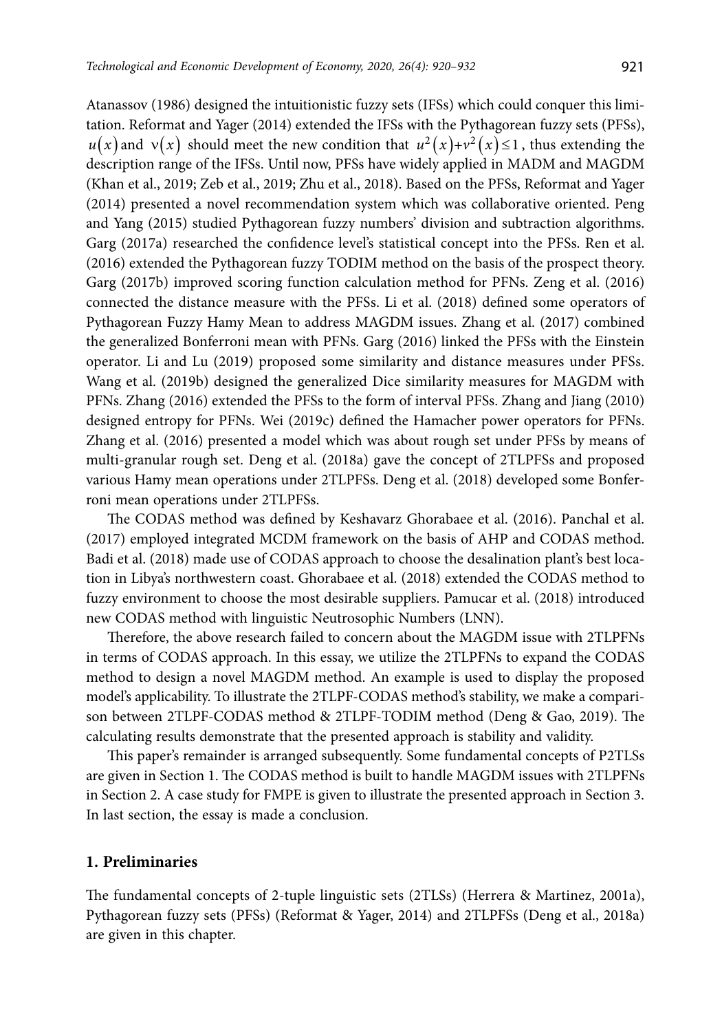Atanassov (1986) designed the intuitionistic fuzzy sets (IFSs) which could conquer this limitation. Reformat and Yager (2014) extended the IFSs with the Pythagorean fuzzy sets (PFSs), $u(x)$ and $\nu(x)$ should meet the new condition that $u^2(x)+\nu^2(x)\leq 1$, thus extending the description range of the IFSs. Until now, PFSs have widely applied in MADM and MAGDM (Khan et al., 2019; Zeb et al., 2019; Zhu et al., 2018). Based on the PFSs, Reformat and Yager (2014) presented a novel recommendation system which was collaborative oriented. Peng and Yang (2015) studied Pythagorean fuzzy numbers' division and subtraction algorithms. Garg (2017a) researched the confidence level's statistical concept into the PFSs. Ren et al. (2016) extended the Pythagorean fuzzy TODIM method on the basis of the prospect theory. Garg (2017b) improved scoring function calculation method for PFNs. Zeng et al. (2016) connected the distance measure with the PFSs. Li et al. (2018) defined some operators of Pythagorean Fuzzy Hamy Mean to address MAGDM issues. Zhang et al. (2017) combined the generalized Bonferroni mean with PFNs. Garg (2016) linked the PFSs with the Einstein operator. Li and Lu (2019) proposed some similarity and distance measures under PFSs. Wang et al. (2019b) designed the generalized Dice similarity measures for MAGDM with PFNs. Zhang (2016) extended the PFSs to the form of interval PFSs. Zhang and Jiang (2010) designed entropy for PFNs. Wei (2019c) defined the Hamacher power operators for PFNs. Zhang et al. (2016) presented a model which was about rough set under PFSs by means of multi-granular rough set. Deng et al. (2018a) gave the concept of 2TLPFSs and proposed various Hamy mean operations under 2TLPFSs. Deng et al. (2018) developed some Bonferroni mean operations under 2TLPFSs.

The CODAS method was defined by Keshavarz Ghorabaee et al. (2016). Panchal et al. (2017) employed integrated MCDM framework on the basis of AHP and CODAS method. Badi et al. (2018) made use of CODAS approach to choose the desalination plant's best location in Libya's northwestern coast. Ghorabaee et al. (2018) extended the CODAS method to fuzzy environment to choose the most desirable suppliers. Pamucar et al. (2018) introduced new CODAS method with linguistic Neutrosophic Numbers (LNN).

Therefore, the above research failed to concern about the MAGDM issue with 2TLPFNs in terms of CODAS approach. In this essay, we utilize the 2TLPFNs to expand the CODAS method to design a novel MAGDM method. An example is used to display the proposed model's applicability. To illustrate the 2TLPF-CODAS method's stability, we make a comparison between 2TLPF-CODAS method & 2TLPF-TODIM method (Deng & Gao, 2019). The calculating results demonstrate that the presented approach is stability and validity.

This paper's remainder is arranged subsequently. Some fundamental concepts of P2TLSs are given in Section 1. The CODAS method is built to handle MAGDM issues with 2TLPFNs in Section 2. A case study for FMPE is given to illustrate the presented approach in Section 3. In last section, the essay is made a conclusion.

## 1. Preliminaries

The fundamental concepts of 2-tuple linguistic sets (2TLSs) (Herrera & Martinez, 2001a), Pythagorean fuzzy sets (PFSs) (Reformat & Yager, 2014) and 2TLPFSs (Deng et al., 2018a) are given in this chapter.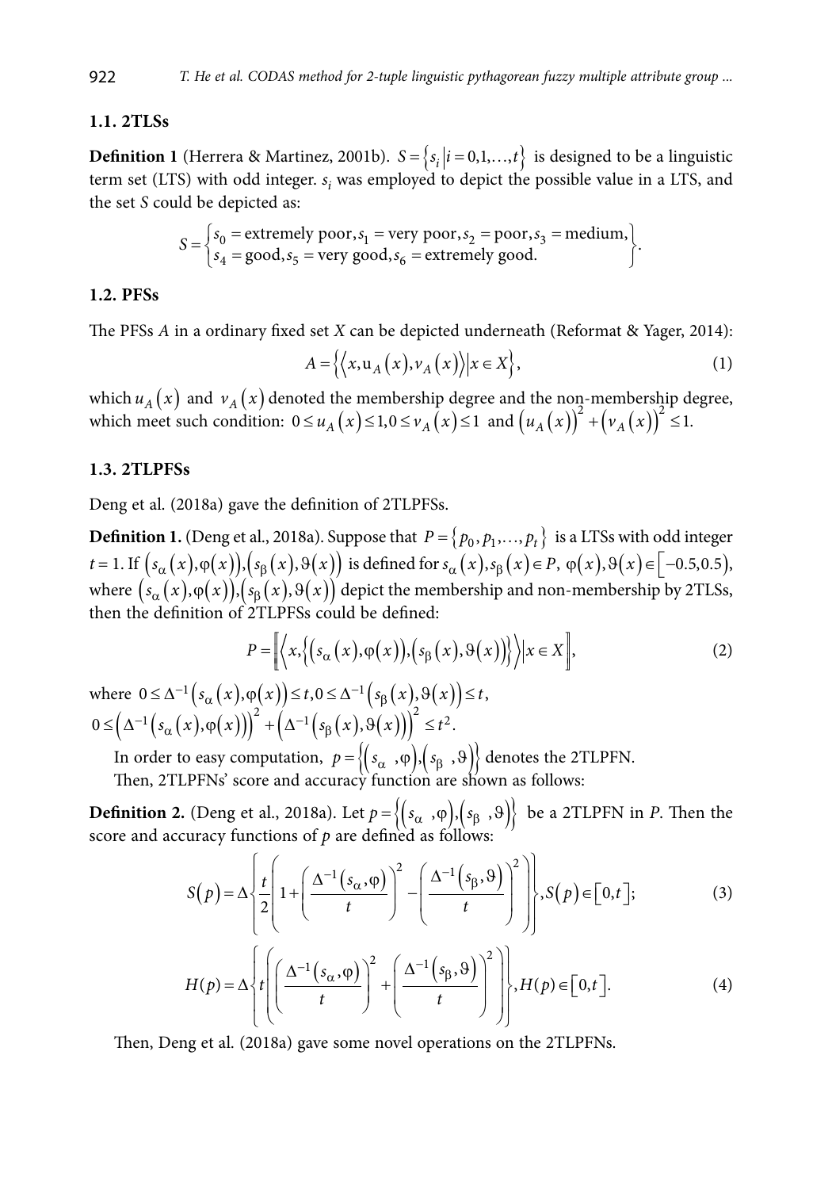### 1.1. 2TLSs

**Definition 1** (Herrera & Martinez, 2001b). $S = \{s_i | i = 0,1,\ldots,t\}$ is designed to be a linguistic term set (LTS) with odd integer. $s_i$ was employed to depict the possible value in a LTS, and the set $S$ could be depicted as:

$$S = \left\{ \begin{array}{l} s_0 = \text{extremely poor}, s_1 = \text{very poor}, s_2 = \text{poor}, s_3 = \text{medium}, \\ s_4 = \text{good}, s_5 = \text{very good}, s_6 = \text{extremely good}. \end{array} \right\}.$$

### 1.2. PFSs

The PFSs $A$ in a ordinary fixed set $X$ can be depicted underneath (Reformat & Yager, 2014):

$$A = \left\{ \left\langle x, \mathrm{u}_A(x), v_A(x) \right\rangle | x \in X \right\}, \tag{1}$$

which $u_A(x)$ and $v_A(x)$ denoted the membership degree and the non-membership degree, which meet such condition: $0 \le u_A(x) \le 1, 0 \le v_A(x) \le 1$ and $\left(u_A(x)\right)^2 + \left(v_A(x)\right)^2 \le 1$.

### 1.3. 2TLPFSs

Deng et al. (2018a) gave the definition of 2TLPFSs.

**Definition 1.** (Deng et al., 2018a). Suppose that $P = \{p_0, p_1, \ldots, p_t\}$ is a LTSs with odd integer $t = 1$. If $\left(s_\alpha(x), \varphi(x)\right), \left(s_\beta(x), \vartheta(x)\right)$ is defined for $s_\alpha(x), s_\beta(x) \in P$, $\varphi(x), \vartheta(x) \in [-0.5, 0.5)$, where $\left(s_\alpha(x), \varphi(x)\right), \left(s_\beta(x), \vartheta(x)\right)$ depict the membership and non-membership by 2TLSs, then the definition of 2TLPFSs could be defined:

$$P = \left[\!\left[ \left\langle x, \left\{ \left(s_\alpha(x), \varphi(x)\right), \left(s_\beta(x), \vartheta(x)\right) \right\} \right\rangle | x \in X \right]\!\right], \tag{2}$$

where $0 \le \Delta^{-1}\left(s_\alpha(x), \varphi(x)\right) \le t, 0 \le \Delta^{-1}\left(s_\beta(x), \vartheta(x)\right) \le t$,
$0 \le \left(\Delta^{-1}\left(s_\alpha(x), \varphi(x)\right)\right)^2 + \left(\Delta^{-1}\left(s_\beta(x), \vartheta(x)\right)\right)^2 \le t^2$.

In order to easy computation, $p = \left\{ \left(s_\alpha, \varphi\right), \left(s_\beta, \vartheta\right) \right\}$ denotes the 2TLPFN.

Then, 2TLPFNs' score and accuracy function are shown as follows:

**Definition 2.** (Deng et al., 2018a). Let $p = \left\{ \left(s_\alpha, \varphi\right), \left(s_\beta, \vartheta\right) \right\}$ be a 2TLPFN in $P$. Then the score and accuracy functions of $p$ are defined as follows:

$$S(p) = \Delta \left\{ \frac{t}{2} \left( 1 + \left( \frac{\Delta^{-1}(s_\alpha, \varphi)}{t} \right)^2 - \left( \frac{\Delta^{-1}(s_\beta, \vartheta)}{t} \right)^2 \right) \right\}, S(p) \in [0, t]; \tag{3}$$

$$H(p) = \Delta \left\{ t \left( \left( \frac{\Delta^{-1}(s_\alpha, \varphi)}{t} \right)^2 + \left( \frac{\Delta^{-1}(s_\beta, \vartheta)}{t} \right)^2 \right) \right\}, H(p) \in [0, t]. \tag{4}$$

Then, Deng et al. (2018a) gave some novel operations on the 2TLPFNs.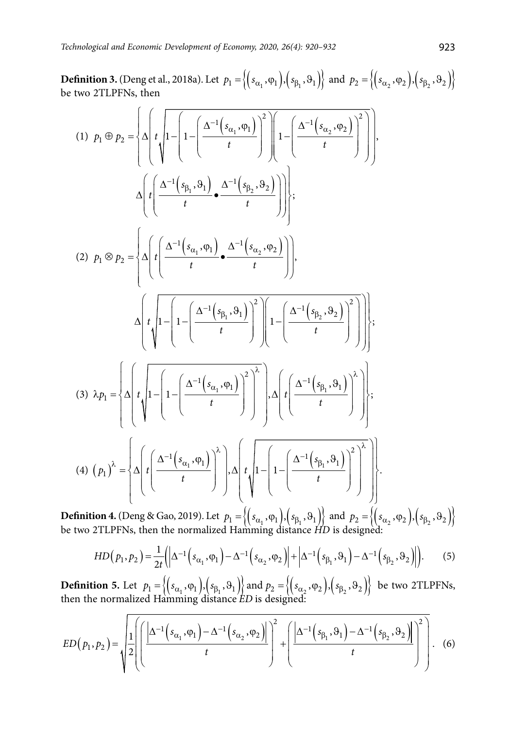**Definition 3.** (Deng et al., 2018a). Let $p_1 = \left\{ \left( s_{\alpha_1}, \varphi_1 \right), \left( s_{\beta_1}, \vartheta_1 \right) \right\}$ and $p_2 = \left\{ \left( s_{\alpha_2}, \varphi_2 \right), \left( s_{\beta_2}, \vartheta_2 \right) \right\}$ be two 2TLPFNs, then

(1) $$p_1 \oplus p_2 = \left\{ \Delta\left( t\sqrt{1 - \left(1 - \left(\frac{\Delta^{-1}\left(s_{\alpha_1}, \varphi_1\right)}{t}\right)^2\right)\left(1 - \left(\frac{\Delta^{-1}\left(s_{\alpha_2}, \varphi_2\right)}{t}\right)^2\right)} \right), \Delta\left( t\left( \frac{\Delta^{-1}\left(s_{\beta_1}, \vartheta_1\right)}{t} \bullet \frac{\Delta^{-1}\left(s_{\beta_2}, \vartheta_2\right)}{t} \right) \right) \right\};$$

(2) $$p_1 \otimes p_2 = \left\{ \Delta\left( t\left( \frac{\Delta^{-1}\left(s_{\alpha_1}, \varphi_1\right)}{t} \bullet \frac{\Delta^{-1}\left(s_{\alpha_2}, \varphi_2\right)}{t} \right) \right), \Delta\left( t\sqrt{1 - \left(1 - \left(\frac{\Delta^{-1}\left(s_{\beta_1}, \vartheta_1\right)}{t}\right)^2\right)\left(1 - \left(\frac{\Delta^{-1}\left(s_{\beta_2}, \vartheta_2\right)}{t}\right)^2\right)} \right) \right\};$$

(3) $$\lambda p_1 = \left\{ \Delta\left( t\sqrt{1 - \left(1 - \left(\frac{\Delta^{-1}\left(s_{\alpha_1}, \varphi_1\right)}{t}\right)^2\right)^{\lambda}} \right), \Delta\left( t\left( \frac{\Delta^{-1}\left(s_{\beta_1}, \vartheta_1\right)}{t} \right)^{\lambda} \right) \right\};$$

(4) $$\left(p_1\right)^{\lambda} = \left\{ \Delta\left( t\left( \frac{\Delta^{-1}\left(s_{\alpha_1}, \varphi_1\right)}{t} \right)^{\lambda} \right), \Delta\left( t\sqrt{1 - \left(1 - \left(\frac{\Delta^{-1}\left(s_{\beta_1}, \vartheta_1\right)}{t}\right)^2\right)^{\lambda}} \right) \right\}.$$

**Definition 4.** (Deng & Gao, 2019). Let $p_1 = \left\{ \left( s_{\alpha_1}, \varphi_1 \right), \left( s_{\beta_1}, \vartheta_1 \right) \right\}$ and $p_2 = \left\{ \left( s_{\alpha_2}, \varphi_2 \right), \left( s_{\beta_2}, \vartheta_2 \right) \right\}$ be two 2TLPFNs, then the normalized Hamming distance $HD$ is designed:

$$HD\left(p_1, p_2\right) = \frac{1}{2t}\left( \left| \Delta^{-1}\left(s_{\alpha_1}, \varphi_1\right) - \Delta^{-1}\left(s_{\alpha_2}, \varphi_2\right) \right| + \left| \Delta^{-1}\left(s_{\beta_1}, \vartheta_1\right) - \Delta^{-1}\left(s_{\beta_2}, \vartheta_2\right) \right| \right). \quad (5)$$

**Definition 5.** Let $p_1 = \left\{ \left( s_{\alpha_1}, \varphi_1 \right), \left( s_{\beta_1}, \vartheta_1 \right) \right\}$ and $p_2 = \left\{ \left( s_{\alpha_2}, \varphi_2 \right), \left( s_{\beta_2}, \vartheta_2 \right) \right\}$ be two 2TLPFNs, then the normalized Hamming distance $ED$ is designed:

$$ED\left(p_1, p_2\right) = \sqrt{\frac{1}{2}\left( \left( \frac{\left| \Delta^{-1}\left(s_{\alpha_1}, \varphi_1\right) - \Delta^{-1}\left(s_{\alpha_2}, \varphi_2\right) \right|}{t} \right)^2 + \left( \frac{\left| \Delta^{-1}\left(s_{\beta_1}, \vartheta_1\right) - \Delta^{-1}\left(s_{\beta_2}, \vartheta_2\right) \right|}{t} \right)^2 \right)}. \quad (6)$$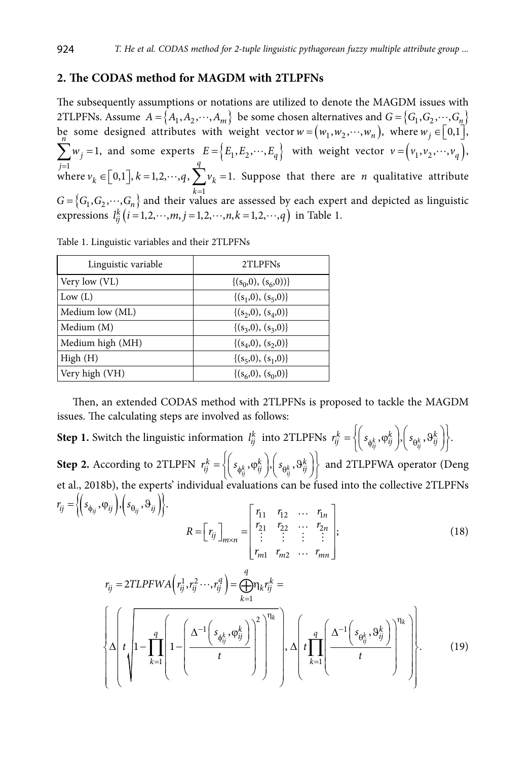## 2. The CODAS method for MAGDM with 2TLPFNs

The subsequently assumptions or notations are utilized to denote the MAGDM issues with 2TLPFNs. Assume $A = \{A_1, A_2, \cdots, A_m\}$ be some chosen alternatives and $G = \{G_1, G_2, \cdots, G_n\}$ be some designed attributes with weight vector $w = (w_1, w_2, \cdots, w_n)$, where $w_j \in [0,1]$, $\sum_{j=1}^{n} w_j = 1$, and some experts $E = \{E_1, E_2, \cdots, E_q\}$ with weight vector $v = (v_1, v_2, \cdots, v_q)$, where $v_k \in [0,1]$, $k = 1, 2, \cdots, q$, $\sum_{k=1}^{q} v_k = 1$. Suppose that there are $n$ qualitative attribute $G = \{G_1, G_2, \cdots, G_n\}$ and their values are assessed by each expert and depicted as linguistic expressions $l_{ij}^k \left(i = 1, 2, \cdots, m, j = 1, 2, \cdots, n, k = 1, 2, \cdots, q\right)$ in Table 1.

Table 1. Linguistic variables and their 2TLPFNs

| Linguistic variable | 2TLPFNs |
|---|---|
| Very low (VL) | $\{(s_0,0), (s_6,0))\}$ |
| Low (L) | $\{(s_1,0), (s_5,0)\}$ |
| Medium low (ML) | $\{(s_2,0), (s_4,0)\}$ |
| Medium (M) | $\{(s_3,0), (s_3,0)\}$ |
| Medium high (MH) | $\{(s_4,0), (s_2,0)\}$ |
| High (H) | $\{(s_5,0), (s_1,0)\}$ |
| Very high (VH) | $\{(s_6,0), (s_0,0)\}$ |

Then, an extended CODAS method with 2TLPFNs is proposed to tackle the MAGDM issues. The calculating steps are involved as follows:

**Step 1.** Switch the linguistic information $l_{ij}^k$ into 2TLPFNs $r_{ij}^k = \left\{ \left( s_{\phi_{ij}^k}, \varphi_{ij}^k \right), \left( s_{\theta_{ij}^k}, \vartheta_{ij}^k \right) \right\}$.

**Step 2.** According to 2TLPFN $r_{ij}^k = \left\{ \left( s_{\phi_{ij}^k}, \varphi_{ij}^k \right), \left( s_{\theta_{ij}^k}, \vartheta_{ij}^k \right) \right\}$ and 2TLPFWA operator (Deng et al., 2018b), the experts' individual evaluations can be fused into the collective 2TLPFNs $r_{ij} = \left\{ \left( s_{\phi_{ij}}, \varphi_{ij} \right), \left( s_{\theta_{ij}}, \vartheta_{ij} \right) \right\}$.

$$R = \left[ r_{ij} \right]_{m \times n} = \begin{bmatrix} r_{11} & r_{12} & \cdots & r_{1n} \\ r_{21} & r_{22} & \cdots & r_{2n} \\ \vdots & \vdots & \vdots & \vdots \\ r_{m1} & r_{m2} & \cdots & r_{mn} \end{bmatrix}; \tag{18}$$

$$r_{ij} = 2TLPFWA\left( r_{ij}^1, r_{ij}^2 \cdots, r_{ij}^q \right) = \bigoplus_{k=1}^{q} \eta_k r_{ij}^k =$$
$$\left\{ \Delta\left( t\sqrt{1 - \prod_{k=1}^{q} \left( 1 - \left( \frac{\Delta^{-1}\left( s_{\phi_{ij}^k}, \varphi_{ij}^k \right)}{t} \right)^2 \right)^{\eta_k}} \right), \Delta\left( t \prod_{k=1}^{q} \left( \frac{\Delta^{-1}\left( s_{\theta_{ij}^k}, \vartheta_{ij}^k \right)}{t} \right)^{\eta_k} \right) \right\}. \tag{19}$$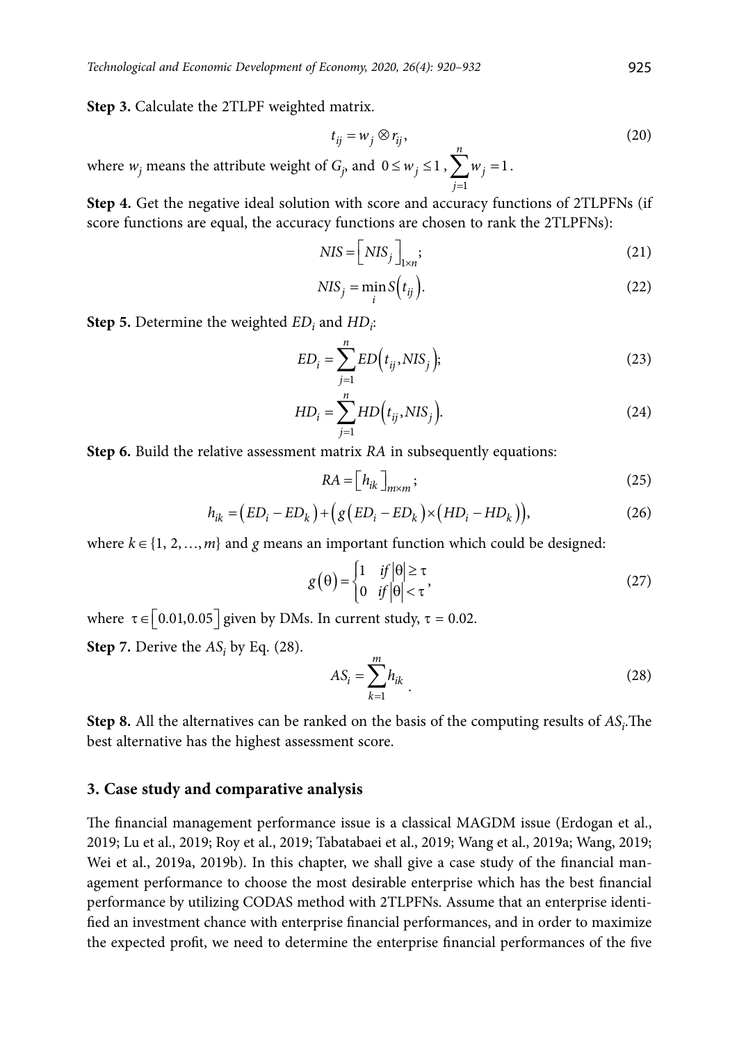**Step 3.** Calculate the 2TLPF weighted matrix.

$$t_{ij} = w_j \otimes r_{ij}, \tag{20}$$

where $w_j$ means the attribute weight of $G_j$, and $0 \le w_j \le 1$, $\sum_{j=1}^{n} w_j = 1$.

**Step 4.** Get the negative ideal solution with score and accuracy functions of 2TLPFNs (if score functions are equal, the accuracy functions are chosen to rank the 2TLPFNs):

$$NIS = \left[ NIS_j \right]_{1 \times n}; \tag{21}$$

$$NIS_j = \min_i S\left(t_{ij}\right). \tag{22}$$

**Step 5.** Determine the weighted $ED_i$ and $HD_i$:

$$ED_i = \sum_{j=1}^{n} ED\left(t_{ij}, NIS_j\right); \tag{23}$$

$$HD_i = \sum_{j=1}^{n} HD\left(t_{ij}, NIS_j\right). \tag{24}$$

**Step 6.** Build the relative assessment matrix $RA$ in subsequently equations:

$$RA = \left[ h_{ik} \right]_{m \times m}; \tag{25}$$

$$h_{ik} = \left(ED_i - ED_k\right) + \left(g\left(ED_i - ED_k\right) \times \left(HD_i - HD_k\right)\right), \tag{26}$$

where $k \in \{1, 2, \ldots, m\}$ and $g$ means an important function which could be designed:

$$g(\theta) = \begin{cases} 1 & if \left|\theta\right| \ge \tau \\ 0 & if \left|\theta\right| < \tau \end{cases}, \tag{27}$$

where $\tau \in \left[0.01, 0.05\right]$ given by DMs. In current study, $\tau = 0.02$.

**Step 7.** Derive the $AS_i$ by Eq. (28).

$$AS_i = \sum_{k=1}^{m} h_{ik} \,. \tag{28}$$

**Step 8.** All the alternatives can be ranked on the basis of the computing results of $AS_i$.The best alternative has the highest assessment score.

## 3. Case study and comparative analysis

The financial management performance issue is a classical MAGDM issue (Erdogan et al., 2019; Lu et al., 2019; Roy et al., 2019; Tabatabaei et al., 2019; Wang et al., 2019a; Wang, 2019; Wei et al., 2019a, 2019b). In this chapter, we shall give a case study of the financial management performance to choose the most desirable enterprise which has the best financial performance by utilizing CODAS method with 2TLPFNs. Assume that an enterprise identified an investment chance with enterprise financial performances, and in order to maximize the expected profit, we need to determine the enterprise financial performances of the five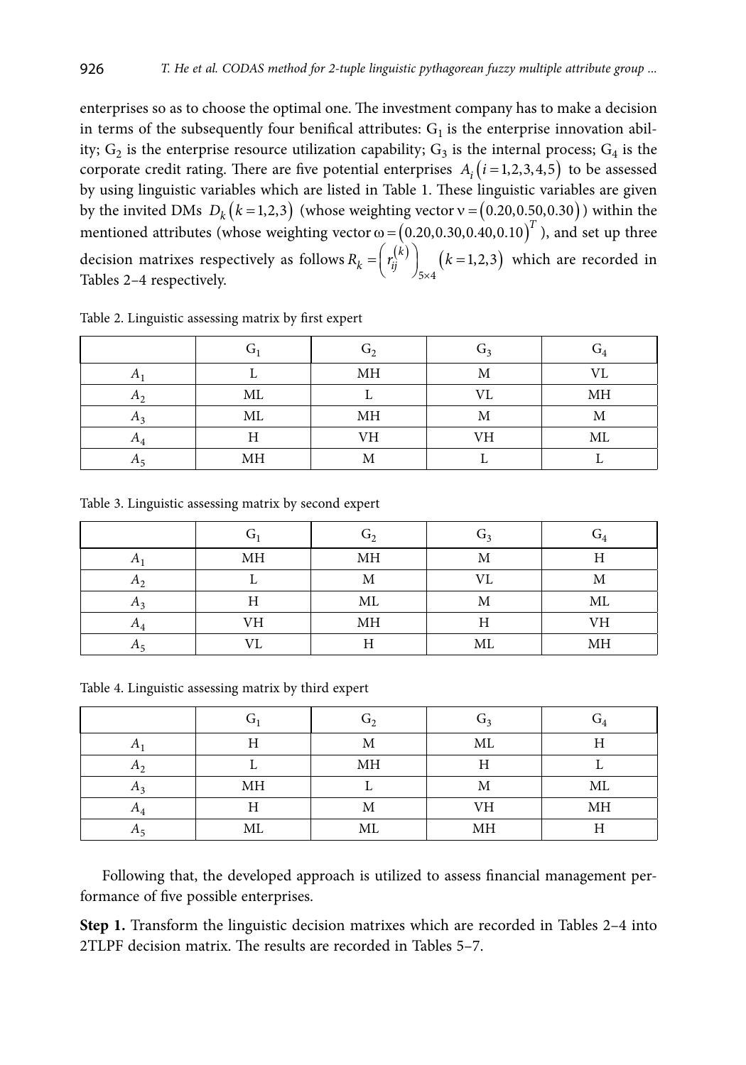enterprises so as to choose the optimal one. The investment company has to make a decision in terms of the subsequently four benifical attributes: $G_1$ is the enterprise innovation ability; $G_2$ is the enterprise resource utilization capability; $G_3$ is the internal process; $G_4$ is the corporate credit rating. There are five potential enterprises $A_i\left(i=1,2,3,4,5\right)$ to be assessed by using linguistic variables which are listed in Table 1. These linguistic variables are given by the invited DMs $D_k\left(k=1,2,3\right)$ (whose weighting vector $\nu=\left(0.20,0.50,0.30\right)$) within the mentioned attributes (whose weighting vector $\omega=\left(0.20,0.30,0.40,0.10\right)^T$), and set up three decision matrixes respectively as follows $R_k=\left(r_{ij}^{(k)}\right)_{5\times4}$ $\left(k=1,2,3\right)$ which are recorded in Tables 2–4 respectively.

Table 2. Linguistic assessing matrix by first expert

| | $G_1$ | $G_2$ | $G_3$ | $G_4$ |
|---|---|---|---|---|
| $A_1$ | L | MH | M | VL |
| $A_2$ | ML | L | VL | MH |
| $A_3$ | ML | MH | M | M |
| $A_4$ | H | VH | VH | ML |
| $A_5$ | MH | M | L | L |

Table 3. Linguistic assessing matrix by second expert

| | $G_1$ | $G_2$ | $G_3$ | $G_4$ |
|---|---|---|---|---|
| $A_1$ | MH | MH | M | H |
| $A_2$ | L | M | VL | M |
| $A_3$ | H | ML | M | ML |
| $A_4$ | VH | MH | H | VH |
| $A_5$ | VL | H | ML | MH |

Table 4. Linguistic assessing matrix by third expert

| | $G_1$ | $G_2$ | $G_3$ | $G_4$ |
|---|---|---|---|---|
| $A_1$ | H | M | ML | H |
| $A_2$ | L | MH | H | L |
| $A_3$ | MH | L | M | ML |
| $A_4$ | H | M | VH | MH |
| $A_5$ | ML | ML | MH | H |

Following that, the developed approach is utilized to assess financial management performance of five possible enterprises.

**Step 1.** Transform the linguistic decision matrixes which are recorded in Tables 2–4 into 2TLPF decision matrix. The results are recorded in Tables 5–7.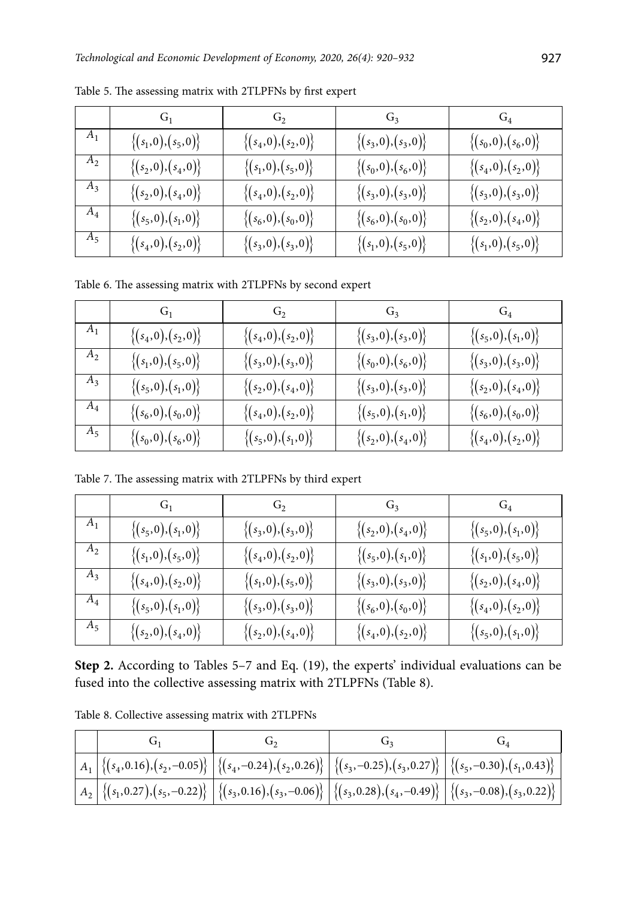Table 5. The assessing matrix with 2TLPFNs by first expert

|  | $G_1$ | $G_2$ | $G_3$ | $G_4$ |
|---|---|---|---|---|
| $A_1$ | $\{(s_1,0),(s_5,0)\}$ | $\{(s_4,0),(s_2,0)\}$ | $\{(s_3,0),(s_3,0)\}$ | $\{(s_0,0),(s_6,0)\}$ |
| $A_2$ | $\{(s_2,0),(s_4,0)\}$ | $\{(s_1,0),(s_5,0)\}$ | $\{(s_0,0),(s_6,0)\}$ | $\{(s_4,0),(s_2,0)\}$ |
| $A_3$ | $\{(s_2,0),(s_4,0)\}$ | $\{(s_4,0),(s_2,0)\}$ | $\{(s_3,0),(s_3,0)\}$ | $\{(s_3,0),(s_3,0)\}$ |
| $A_4$ | $\{(s_5,0),(s_1,0)\}$ | $\{(s_6,0),(s_0,0)\}$ | $\{(s_6,0),(s_0,0)\}$ | $\{(s_2,0),(s_4,0)\}$ |
| $A_5$ | $\{(s_4,0),(s_2,0)\}$ | $\{(s_3,0),(s_3,0)\}$ | $\{(s_1,0),(s_5,0)\}$ | $\{(s_1,0),(s_5,0)\}$ |

Table 6. The assessing matrix with 2TLPFNs by second expert

|  | $G_1$ | $G_2$ | $G_3$ | $G_4$ |
|---|---|---|---|---|
| $A_1$ | $\{(s_4,0),(s_2,0)\}$ | $\{(s_4,0),(s_2,0)\}$ | $\{(s_3,0),(s_3,0)\}$ | $\{(s_5,0),(s_1,0)\}$ |
| $A_2$ | $\{(s_1,0),(s_5,0)\}$ | $\{(s_3,0),(s_3,0)\}$ | $\{(s_0,0),(s_6,0)\}$ | $\{(s_3,0),(s_3,0)\}$ |
| $A_3$ | $\{(s_5,0),(s_1,0)\}$ | $\{(s_2,0),(s_4,0)\}$ | $\{(s_3,0),(s_3,0)\}$ | $\{(s_2,0),(s_4,0)\}$ |
| $A_4$ | $\{(s_6,0),(s_0,0)\}$ | $\{(s_4,0),(s_2,0)\}$ | $\{(s_5,0),(s_1,0)\}$ | $\{(s_6,0),(s_0,0)\}$ |
| $A_5$ | $\{(s_0,0),(s_6,0)\}$ | $\{(s_5,0),(s_1,0)\}$ | $\{(s_2,0),(s_4,0)\}$ | $\{(s_4,0),(s_2,0)\}$ |

Table 7. The assessing matrix with 2TLPFNs by third expert

|  | $G_1$ | $G_2$ | $G_3$ | $G_4$ |
|---|---|---|---|---|
| $A_1$ | $\{(s_5,0),(s_1,0)\}$ | $\{(s_3,0),(s_3,0)\}$ | $\{(s_2,0),(s_4,0)\}$ | $\{(s_5,0),(s_1,0)\}$ |
| $A_2$ | $\{(s_1,0),(s_5,0)\}$ | $\{(s_4,0),(s_2,0)\}$ | $\{(s_5,0),(s_1,0)\}$ | $\{(s_1,0),(s_5,0)\}$ |
| $A_3$ | $\{(s_4,0),(s_2,0)\}$ | $\{(s_1,0),(s_5,0)\}$ | $\{(s_3,0),(s_3,0)\}$ | $\{(s_2,0),(s_4,0)\}$ |
| $A_4$ | $\{(s_5,0),(s_1,0)\}$ | $\{(s_3,0),(s_3,0)\}$ | $\{(s_6,0),(s_0,0)\}$ | $\{(s_4,0),(s_2,0)\}$ |
| $A_5$ | $\{(s_2,0),(s_4,0)\}$ | $\{(s_2,0),(s_4,0)\}$ | $\{(s_4,0),(s_2,0)\}$ | $\{(s_5,0),(s_1,0)\}$ |

**Step 2.** According to Tables 5–7 and Eq. (19), the experts' individual evaluations can be fused into the collective assessing matrix with 2TLPFNs (Table 8).

Table 8. Collective assessing matrix with 2TLPFNs

|  | $G_1$ | $G_2$ | $G_3$ | $G_4$ |
|---|---|---|---|---|
| $A_1$ | $\{(s_4,0.16),(s_2,-0.05)\}$ | $\{(s_4,-0.24),(s_2,0.26)\}$ | $\{(s_3,-0.25),(s_3,0.27)\}$ | $\{(s_5,-0.30),(s_1,0.43)\}$ |
| $A_2$ | $\{(s_1,0.27),(s_5,-0.22)\}$ | $\{(s_3,0.16),(s_3,-0.06)\}$ | $\{(s_3,0.28),(s_4,-0.49)\}$ | $\{(s_3,-0.08),(s_3,0.22)\}$ |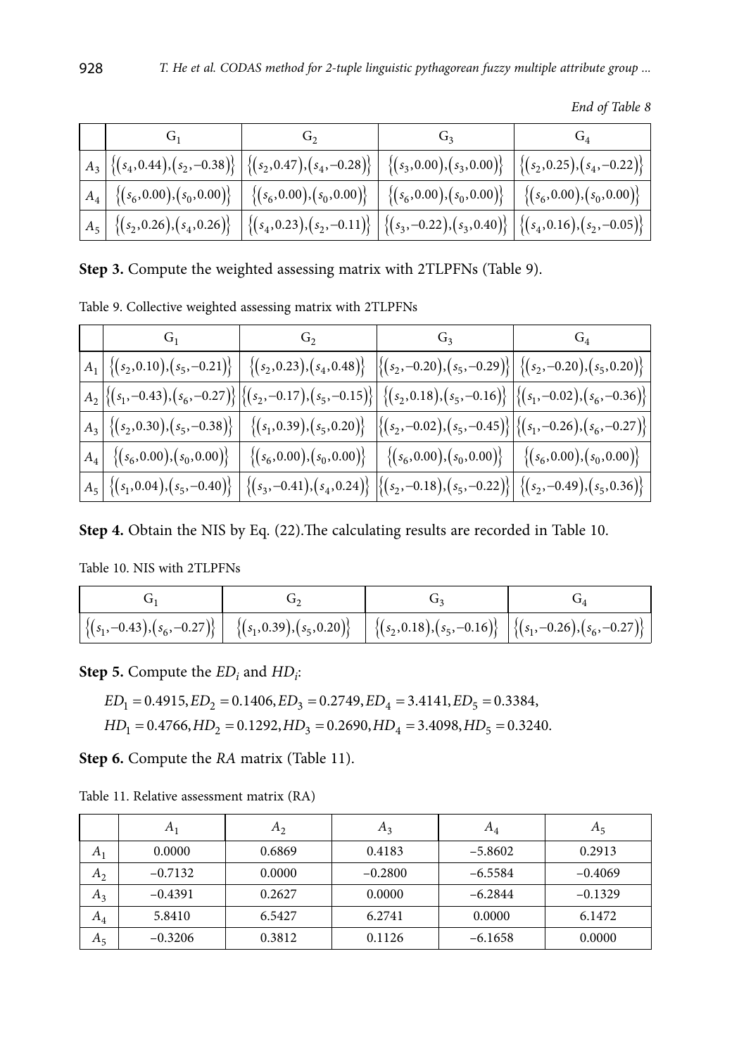*End of Table 8*

| | $G_1$ | $G_2$ | $G_3$ | $G_4$ |
|---|---|---|---|---|
| $A_3$ | $\{(s_4,0.44),(s_2,-0.38)\}$ | $\{(s_2,0.47),(s_4,-0.28)\}$ | $\{(s_3,0.00),(s_3,0.00)\}$ | $\{(s_2,0.25),(s_4,-0.22)\}$ |
| $A_4$ | $\{(s_6,0.00),(s_0,0.00)\}$ | $\{(s_6,0.00),(s_0,0.00)\}$ | $\{(s_6,0.00),(s_0,0.00)\}$ | $\{(s_6,0.00),(s_0,0.00)\}$ |
| $A_5$ | $\{(s_2,0.26),(s_4,0.26)\}$ | $\{(s_4,0.23),(s_2,-0.11)\}$ | $\{(s_3,-0.22),(s_3,0.40)\}$ | $\{(s_4,0.16),(s_2,-0.05)\}$ |

**Step 3.** Compute the weighted assessing matrix with 2TLPFNs (Table 9).

Table 9. Collective weighted assessing matrix with 2TLPFNs

| | $G_1$ | $G_2$ | $G_3$ | $G_4$ |
|---|---|---|---|---|
| $A_1$ | $\{(s_2,0.10),(s_5,-0.21)\}$ | $\{(s_2,0.23),(s_4,0.48)\}$ | $\{(s_2,-0.20),(s_5,-0.29)\}$ | $\{(s_2,-0.20),(s_5,0.20)\}$ |
| $A_2$ | $\{(s_1,-0.43),(s_6,-0.27)\}$ | $\{(s_2,-0.17),(s_5,-0.15)\}$ | $\{(s_2,0.18),(s_5,-0.16)\}$ | $\{(s_1,-0.02),(s_6,-0.36)\}$ |
| $A_3$ | $\{(s_2,0.30),(s_5,-0.38)\}$ | $\{(s_1,0.39),(s_5,0.20)\}$ | $\{(s_2,-0.02),(s_5,-0.45)\}$ | $\{(s_1,-0.26),(s_6,-0.27)\}$ |
| $A_4$ | $\{(s_6,0.00),(s_0,0.00)\}$ | $\{(s_6,0.00),(s_0,0.00)\}$ | $\{(s_6,0.00),(s_0,0.00)\}$ | $\{(s_6,0.00),(s_0,0.00)\}$ |
| $A_5$ | $\{(s_1,0.04),(s_5,-0.40)\}$ | $\{(s_3,-0.41),(s_4,0.24)\}$ | $\{(s_2,-0.18),(s_5,-0.22)\}$ | $\{(s_2,-0.49),(s_5,0.36)\}$ |

**Step 4.** Obtain the NIS by Eq. (22).The calculating results are recorded in Table 10.

Table 10. NIS with 2TLPFNs

| $G_1$ | $G_2$ | $G_3$ | $G_4$ |
|---|---|---|---|
| $\{(s_1,-0.43),(s_6,-0.27)\}$ | $\{(s_1,0.39),(s_5,0.20)\}$ | $\{(s_2,0.18),(s_5,-0.16)\}$ | $\{(s_1,-0.26),(s_6,-0.27)\}$ |

**Step 5.** Compute the $ED_i$ and $HD_i$:

$$ED_1 = 0.4915, ED_2 = 0.1406, ED_3 = 0.2749, ED_4 = 3.4141, ED_5 = 0.3384,$$
$$HD_1 = 0.4766, HD_2 = 0.1292, HD_3 = 0.2690, HD_4 = 3.4098, HD_5 = 0.3240.$$

**Step 6.** Compute the *RA* matrix (Table 11).

Table 11. Relative assessment matrix (RA)

| | $A_1$ | $A_2$ | $A_3$ | $A_4$ | $A_5$ |
|---|---|---|---|---|---|
| $A_1$ | 0.0000 | 0.6869 | 0.4183 | −5.8602 | 0.2913 |
| $A_2$ | −0.7132 | 0.0000 | −0.2800 | −6.5584 | −0.4069 |
| $A_3$ | −0.4391 | 0.2627 | 0.0000 | −6.2844 | −0.1329 |
| $A_4$ | 5.8410 | 6.5427 | 6.2741 | 0.0000 | 6.1472 |
| $A_5$ | −0.3206 | 0.3812 | 0.1126 | −6.1658 | 0.0000 |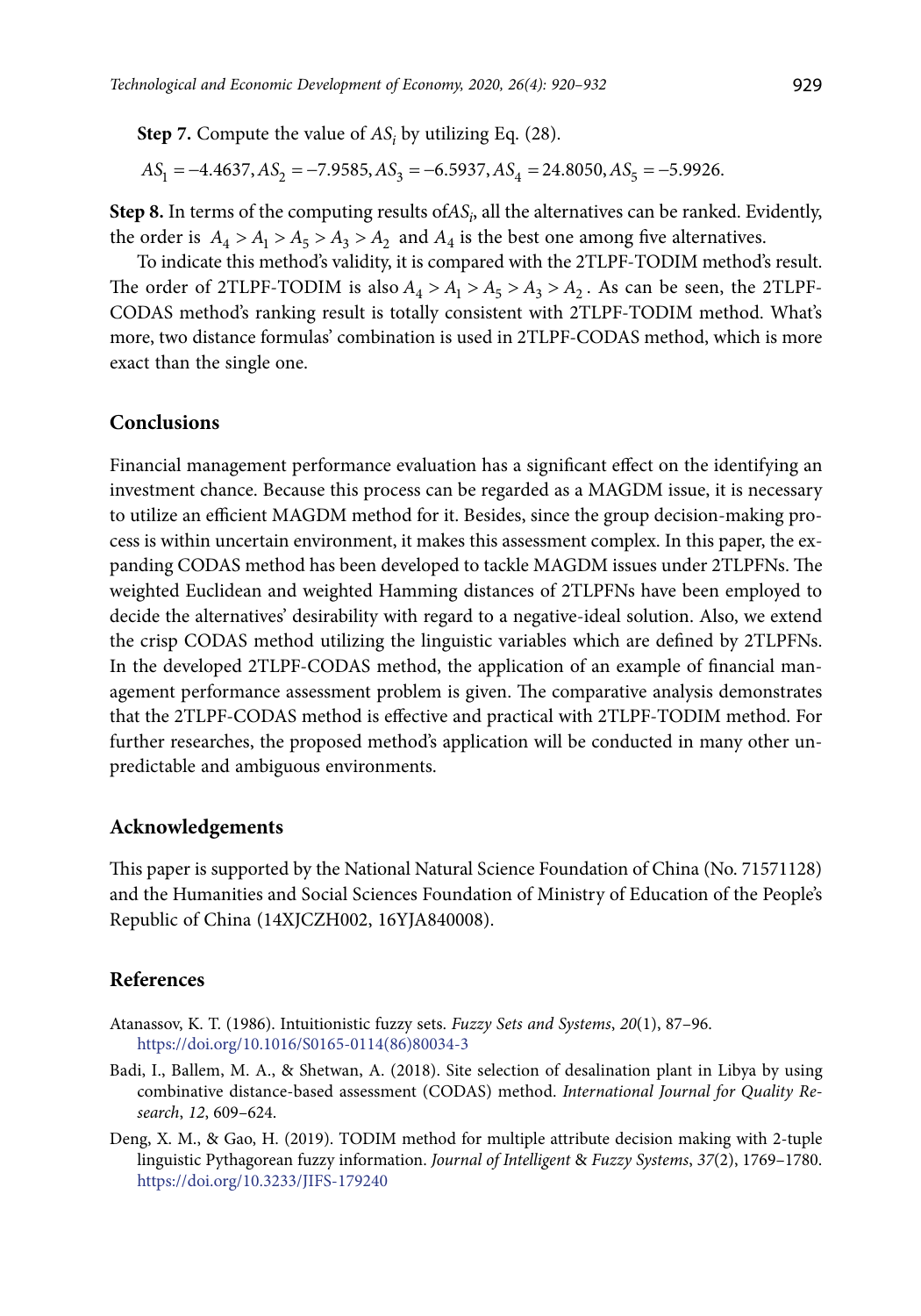**Step 7.** Compute the value of $AS_i$ by utilizing Eq. (28).

$$AS_1 = -4.4637, AS_2 = -7.9585, AS_3 = -6.5937, AS_4 = 24.8050, AS_5 = -5.9926.$$

**Step 8.** In terms of the computing results of$AS_i$, all the alternatives can be ranked. Evidently, the order is $A_4 > A_1 > A_5 > A_3 > A_2$ and $A_4$ is the best one among five alternatives.

To indicate this method's validity, it is compared with the 2TLPF-TODIM method's result. The order of 2TLPF-TODIM is also $A_4 > A_1 > A_5 > A_3 > A_2$. As can be seen, the 2TLPF-CODAS method's ranking result is totally consistent with 2TLPF-TODIM method. What's more, two distance formulas' combination is used in 2TLPF-CODAS method, which is more exact than the single one.

## Conclusions

Financial management performance evaluation has a significant effect on the identifying an investment chance. Because this process can be regarded as a MAGDM issue, it is necessary to utilize an efficient MAGDM method for it. Besides, since the group decision-making process is within uncertain environment, it makes this assessment complex. In this paper, the expanding CODAS method has been developed to tackle MAGDM issues under 2TLPFNs. The weighted Euclidean and weighted Hamming distances of 2TLPFNs have been employed to decide the alternatives' desirability with regard to a negative-ideal solution. Also, we extend the crisp CODAS method utilizing the linguistic variables which are defined by 2TLPFNs. In the developed 2TLPF-CODAS method, the application of an example of financial management performance assessment problem is given. The comparative analysis demonstrates that the 2TLPF-CODAS method is effective and practical with 2TLPF-TODIM method. For further researches, the proposed method's application will be conducted in many other unpredictable and ambiguous environments.

## Acknowledgements

This paper is supported by the National Natural Science Foundation of China (No. 71571128) and the Humanities and Social Sciences Foundation of Ministry of Education of the People's Republic of China (14XJCZH002, 16YJA840008).

## References

Atanassov, K. T. (1986). Intuitionistic fuzzy sets. *Fuzzy Sets and Systems*, *20*(1), 87–96. https://doi.org/10.1016/S0165-0114(86)80034-3

Badi, I., Ballem, M. A., & Shetwan, A. (2018). Site selection of desalination plant in Libya by using combinative distance-based assessment (CODAS) method. *International Journal for Quality Research*, *12*, 609–624.

Deng, X. M., & Gao, H. (2019). TODIM method for multiple attribute decision making with 2-tuple linguistic Pythagorean fuzzy information. *Journal of Intelligent & Fuzzy Systems*, *37*(2), 1769–1780. https://doi.org/10.3233/JIFS-179240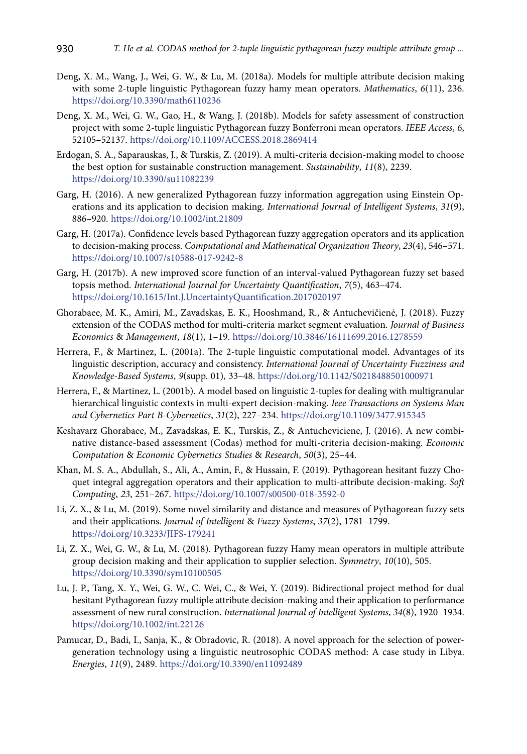Deng, X. M., Wang, J., Wei, G. W., & Lu, M. (2018a). Models for multiple attribute decision making with some 2-tuple linguistic Pythagorean fuzzy hamy mean operators. *Mathematics*, *6*(11), 236. https://doi.org/10.3390/math6110236

Deng, X. M., Wei, G. W., Gao, H., & Wang, J. (2018b). Models for safety assessment of construction project with some 2-tuple linguistic Pythagorean fuzzy Bonferroni mean operators. *IEEE Access*, *6*, 52105–52137. https://doi.org/10.1109/ACCESS.2018.2869414

Erdogan, S. A., Saparauskas, J., & Turskis, Z. (2019). A multi-criteria decision-making model to choose the best option for sustainable construction management. *Sustainability*, *11*(8), 2239. https://doi.org/10.3390/su11082239

Garg, H. (2016). A new generalized Pythagorean fuzzy information aggregation using Einstein Operations and its application to decision making. *International Journal of Intelligent Systems*, *31*(9), 886–920. https://doi.org/10.1002/int.21809

Garg, H. (2017a). Confidence levels based Pythagorean fuzzy aggregation operators and its application to decision-making process. *Computational and Mathematical Organization Theory*, *23*(4), 546–571. https://doi.org/10.1007/s10588-017-9242-8

Garg, H. (2017b). A new improved score function of an interval-valued Pythagorean fuzzy set based topsis method. *International Journal for Uncertainty Quantification*, *7*(5), 463–474. https://doi.org/10.1615/Int.J.UncertaintyQuantification.2017020197

Ghorabaee, M. K., Amiri, M., Zavadskas, E. K., Hooshmand, R., & Antuchevičienė, J. (2018). Fuzzy extension of the CODAS method for multi-criteria market segment evaluation. *Journal of Business Economics & Management*, *18*(1), 1–19. https://doi.org/10.3846/16111699.2016.1278559

Herrera, F., & Martinez, L. (2001a). The 2-tuple linguistic computational model. Advantages of its linguistic description, accuracy and consistency. *International Journal of Uncertainty Fuzziness and Knowledge-Based Systems*, *9*(supp. 01), 33–48. https://doi.org/10.1142/S0218488501000971

Herrera, F., & Martinez, L. (2001b). A model based on linguistic 2-tuples for dealing with multigranular hierarchical linguistic contexts in multi-expert decision-making. *Ieee Transactions on Systems Man and Cybernetics Part B-Cybernetics*, *31*(2), 227–234. https://doi.org/10.1109/3477.915345

Keshavarz Ghorabaee, M., Zavadskas, E. K., Turskis, Z., & Antucheviciene, J. (2016). A new combinative distance-based assessment (Codas) method for multi-criteria decision-making. *Economic Computation & Economic Cybernetics Studies & Research*, *50*(3), 25–44.

Khan, M. S. A., Abdullah, S., Ali, A., Amin, F., & Hussain, F. (2019). Pythagorean hesitant fuzzy Choquet integral aggregation operators and their application to multi-attribute decision-making. *Soft Computing*, *23*, 251–267. https://doi.org/10.1007/s00500-018-3592-0

Li, Z. X., & Lu, M. (2019). Some novel similarity and distance and measures of Pythagorean fuzzy sets and their applications. *Journal of Intelligent & Fuzzy Systems*, *37*(2), 1781–1799. https://doi.org/10.3233/JIFS-179241

Li, Z. X., Wei, G. W., & Lu, M. (2018). Pythagorean fuzzy Hamy mean operators in multiple attribute group decision making and their application to supplier selection. *Symmetry*, *10*(10), 505. https://doi.org/10.3390/sym10100505

Lu, J. P., Tang, X. Y., Wei, G. W., C. Wei, C., & Wei, Y. (2019). Bidirectional project method for dual hesitant Pythagorean fuzzy multiple attribute decision-making and their application to performance assessment of new rural construction. *International Journal of Intelligent Systems*, *34*(8), 1920–1934. https://doi.org/10.1002/int.22126

Pamucar, D., Badi, I., Sanja, K., & Obradovic, R. (2018). A novel approach for the selection of power-generation technology using a linguistic neutrosophic CODAS method: A case study in Libya. *Energies*, *11*(9), 2489. https://doi.org/10.3390/en11092489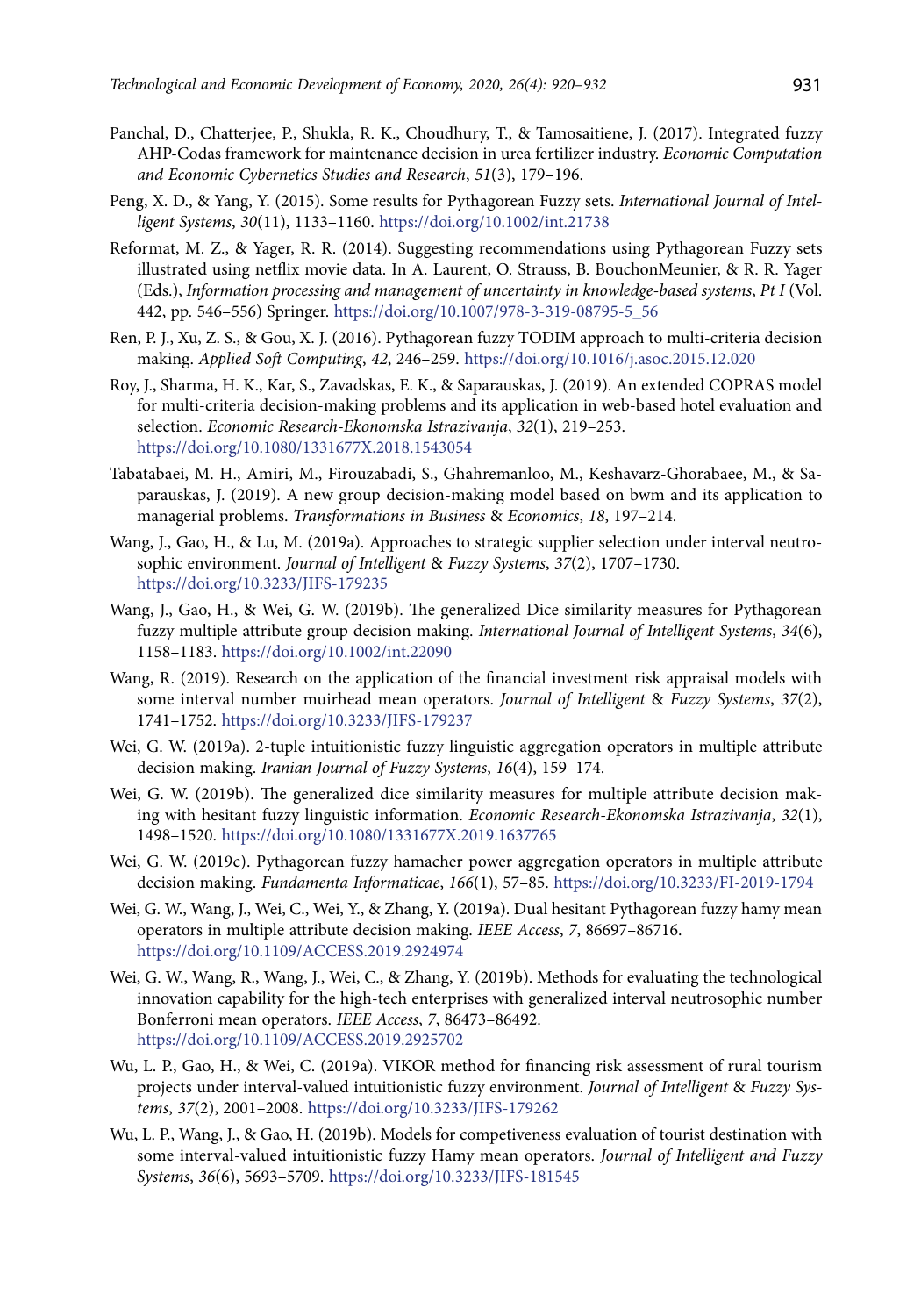Panchal, D., Chatterjee, P., Shukla, R. K., Choudhury, T., & Tamosaitiene, J. (2017). Integrated fuzzy AHP-Codas framework for maintenance decision in urea fertilizer industry. *Economic Computation and Economic Cybernetics Studies and Research*, *51*(3), 179–196.

Peng, X. D., & Yang, Y. (2015). Some results for Pythagorean Fuzzy sets. *International Journal of Intelligent Systems*, *30*(11), 1133–1160. https://doi.org/10.1002/int.21738

Reformat, M. Z., & Yager, R. R. (2014). Suggesting recommendations using Pythagorean Fuzzy sets illustrated using netflix movie data. In A. Laurent, O. Strauss, B. BouchonMeunier, & R. R. Yager (Eds.), *Information processing and management of uncertainty in knowledge-based systems*, *Pt I* (Vol. 442, pp. 546–556) Springer. https://doi.org/10.1007/978-3-319-08795-5_56

Ren, P. J., Xu, Z. S., & Gou, X. J. (2016). Pythagorean fuzzy TODIM approach to multi-criteria decision making. *Applied Soft Computing*, *42*, 246–259. https://doi.org/10.1016/j.asoc.2015.12.020

Roy, J., Sharma, H. K., Kar, S., Zavadskas, E. K., & Saparauskas, J. (2019). An extended COPRAS model for multi-criteria decision-making problems and its application in web-based hotel evaluation and selection. *Economic Research-Ekonomska Istrazivanja*, *32*(1), 219–253. https://doi.org/10.1080/1331677X.2018.1543054

Tabatabaei, M. H., Amiri, M., Firouzabadi, S., Ghahremanloo, M., Keshavarz-Ghorabaee, M., & Saparauskas, J. (2019). A new group decision-making model based on bwm and its application to managerial problems. *Transformations in Business & Economics*, *18*, 197–214.

Wang, J., Gao, H., & Lu, M. (2019a). Approaches to strategic supplier selection under interval neutrosophic environment. *Journal of Intelligent & Fuzzy Systems*, *37*(2), 1707–1730. https://doi.org/10.3233/JIFS-179235

Wang, J., Gao, H., & Wei, G. W. (2019b). The generalized Dice similarity measures for Pythagorean fuzzy multiple attribute group decision making. *International Journal of Intelligent Systems*, *34*(6), 1158–1183. https://doi.org/10.1002/int.22090

Wang, R. (2019). Research on the application of the financial investment risk appraisal models with some interval number muirhead mean operators. *Journal of Intelligent & Fuzzy Systems*, *37*(2), 1741–1752. https://doi.org/10.3233/JIFS-179237

Wei, G. W. (2019a). 2-tuple intuitionistic fuzzy linguistic aggregation operators in multiple attribute decision making. *Iranian Journal of Fuzzy Systems*, *16*(4), 159–174.

Wei, G. W. (2019b). The generalized dice similarity measures for multiple attribute decision making with hesitant fuzzy linguistic information. *Economic Research-Ekonomska Istrazivanja*, *32*(1), 1498–1520. https://doi.org/10.1080/1331677X.2019.1637765

Wei, G. W. (2019c). Pythagorean fuzzy hamacher power aggregation operators in multiple attribute decision making. *Fundamenta Informaticae*, *166*(1), 57–85. https://doi.org/10.3233/FI-2019-1794

Wei, G. W., Wang, J., Wei, C., Wei, Y., & Zhang, Y. (2019a). Dual hesitant Pythagorean fuzzy hamy mean operators in multiple attribute decision making. *IEEE Access*, *7*, 86697–86716. https://doi.org/10.1109/ACCESS.2019.2924974

Wei, G. W., Wang, R., Wang, J., Wei, C., & Zhang, Y. (2019b). Methods for evaluating the technological innovation capability for the high-tech enterprises with generalized interval neutrosophic number Bonferroni mean operators. *IEEE Access*, *7*, 86473–86492. https://doi.org/10.1109/ACCESS.2019.2925702

Wu, L. P., Gao, H., & Wei, C. (2019a). VIKOR method for financing risk assessment of rural tourism projects under interval-valued intuitionistic fuzzy environment. *Journal of Intelligent & Fuzzy Systems*, *37*(2), 2001–2008. https://doi.org/10.3233/JIFS-179262

Wu, L. P., Wang, J., & Gao, H. (2019b). Models for competiveness evaluation of tourist destination with some interval-valued intuitionistic fuzzy Hamy mean operators. *Journal of Intelligent and Fuzzy Systems*, *36*(6), 5693–5709. https://doi.org/10.3233/JIFS-181545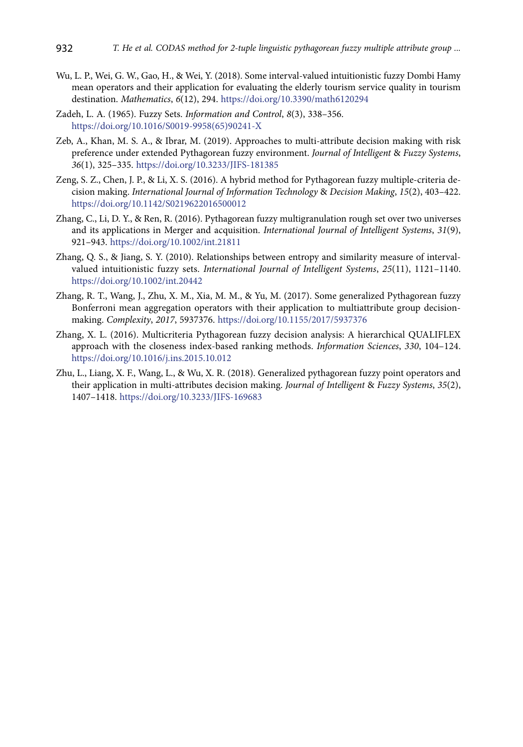Wu, L. P., Wei, G. W., Gao, H., & Wei, Y. (2018). Some interval-valued intuitionistic fuzzy Dombi Hamy mean operators and their application for evaluating the elderly tourism service quality in tourism destination. *Mathematics*, *6*(12), 294. https://doi.org/10.3390/math6120294

Zadeh, L. A. (1965). Fuzzy Sets. *Information and Control*, *8*(3), 338–356. https://doi.org/10.1016/S0019-9958(65)90241-X

Zeb, A., Khan, M. S. A., & Ibrar, M. (2019). Approaches to multi-attribute decision making with risk preference under extended Pythagorean fuzzy environment. *Journal of Intelligent & Fuzzy Systems*, *36*(1), 325–335. https://doi.org/10.3233/JIFS-181385

Zeng, S. Z., Chen, J. P., & Li, X. S. (2016). A hybrid method for Pythagorean fuzzy multiple-criteria decision making. *International Journal of Information Technology & Decision Making*, *15*(2), 403–422. https://doi.org/10.1142/S0219622016500012

Zhang, C., Li, D. Y., & Ren, R. (2016). Pythagorean fuzzy multigranulation rough set over two universes and its applications in Merger and acquisition. *International Journal of Intelligent Systems*, *31*(9), 921–943. https://doi.org/10.1002/int.21811

Zhang, Q. S., & Jiang, S. Y. (2010). Relationships between entropy and similarity measure of interval-valued intuitionistic fuzzy sets. *International Journal of Intelligent Systems*, *25*(11), 1121–1140. https://doi.org/10.1002/int.20442

Zhang, R. T., Wang, J., Zhu, X. M., Xia, M. M., & Yu, M. (2017). Some generalized Pythagorean fuzzy Bonferroni mean aggregation operators with their application to multiattribute group decision-making. *Complexity*, *2017*, 5937376. https://doi.org/10.1155/2017/5937376

Zhang, X. L. (2016). Multicriteria Pythagorean fuzzy decision analysis: A hierarchical QUALIFLEX approach with the closeness index-based ranking methods. *Information Sciences*, *330*, 104–124. https://doi.org/10.1016/j.ins.2015.10.012

Zhu, L., Liang, X. F., Wang, L., & Wu, X. R. (2018). Generalized pythagorean fuzzy point operators and their application in multi-attributes decision making. *Journal of Intelligent & Fuzzy Systems*, *35*(2), 1407–1418. https://doi.org/10.3233/JIFS-169683